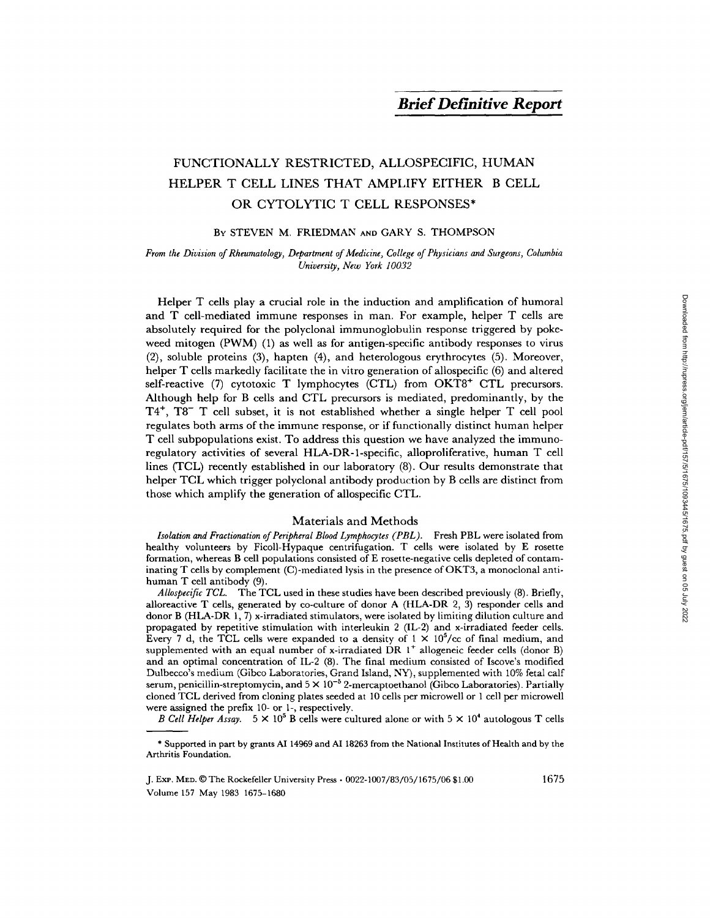*Brief Definitive Report*

# FUNCTIONALLY RESTRICTED, ALLOSPECIFIC, HUMAN HELPER T CELL LINES THAT AMPLIFY EITHER B CELL OR CYTOLYTIC T CELL RESPONSES*

By STEVEN M. FRIEDMAN and GARY S. THOMPSON

*From the Division of Rheumatology, Department of Medicine, College of Physicians and Surgeons, Columbia University, New York 10032*

Helper T cells play a crucial role in the induction and amplification of humoral and T cell-mediated immune responses in man. For example, helper T cells are absolutely required for the polyclonal immunoglobulin response triggered by pokeweed mitogen (PWM) (1) as well as for antigen-specific antibody responses to virus (2), soluble proteins (3), hapten (4), and heterologous erythrocytes (5). Moreover, helper T cells markedly facilitate the in vitro generation of allospecific (6) and altered self-reactive (7) cytotoxic T lymphocytes (CTL) from $OKT8^+$ CTL precursors. Although help for B cells and CTL precursors is mediated, predominantly, by the $T4^+$, $T8^-$ T cell subset, it is not established whether a single helper T cell pool regulates both arms of the immune response, or if functionally distinct human helper T cell subpopulations exist. To address this question we have analyzed the immunoregulatory activities of several HLA-DR-1-specific, alloproliferative, human T cell lines (TCL) recently established in our laboratory (8). Our results demonstrate that helper TCL which trigger polyclonal antibody production by B cells are distinct from those which amplify the generation of allospecific CTL.

## Materials and Methods

*Isolation and Fractionation of Peripheral Blood Lymphocytes (PBL).* Fresh PBL were isolated from healthy volunteers by Ficoll-Hypaque centrifugation. T cells were isolated by E rosette formation, whereas B cell populations consisted of E rosette-negative cells depleted of contaminating T cells by complement (C)-mediated lysis in the presence of OKT3, a monoclonal anti-human T cell antibody (9).

*Allospecific TCL.* The TCL used in these studies have been described previously (8). Briefly, alloreactive T cells, generated by co-culture of donor A (HLA-DR 2, 3) responder cells and donor B (HLA-DR 1, 7) x-irradiated stimulators, were isolated by limiting dilution culture and propagated by repetitive stimulation with interleukin 2 (IL-2) and x-irradiated feeder cells. Every 7 d, the TCL cells were expanded to a density of $1 \times 10^5$/cc of final medium, and supplemented with an equal number of x-irradiated DR $1^+$ allogeneic feeder cells (donor B) and an optimal concentration of IL-2 (8). The final medium consisted of Iscove's modified Dulbecco's medium (Gibco Laboratories, Grand Island, NY), supplemented with 10% fetal calf serum, penicillin-streptomycin, and $5 \times 10^{-5}$ 2-mercaptoethanol (Gibco Laboratories). Partially cloned TCL derived from cloning plates seeded at 10 cells per microwell or 1 cell per microwell were assigned the prefix 10- or 1-, respectively.

*B Cell Helper Assay.* $5 \times 10^5$ B cells were cultured alone or with $5 \times 10^4$ autologous T cells

* Supported in part by grants AI 14969 and AI 18263 from the National Institutes of Health and by the Arthritis Foundation.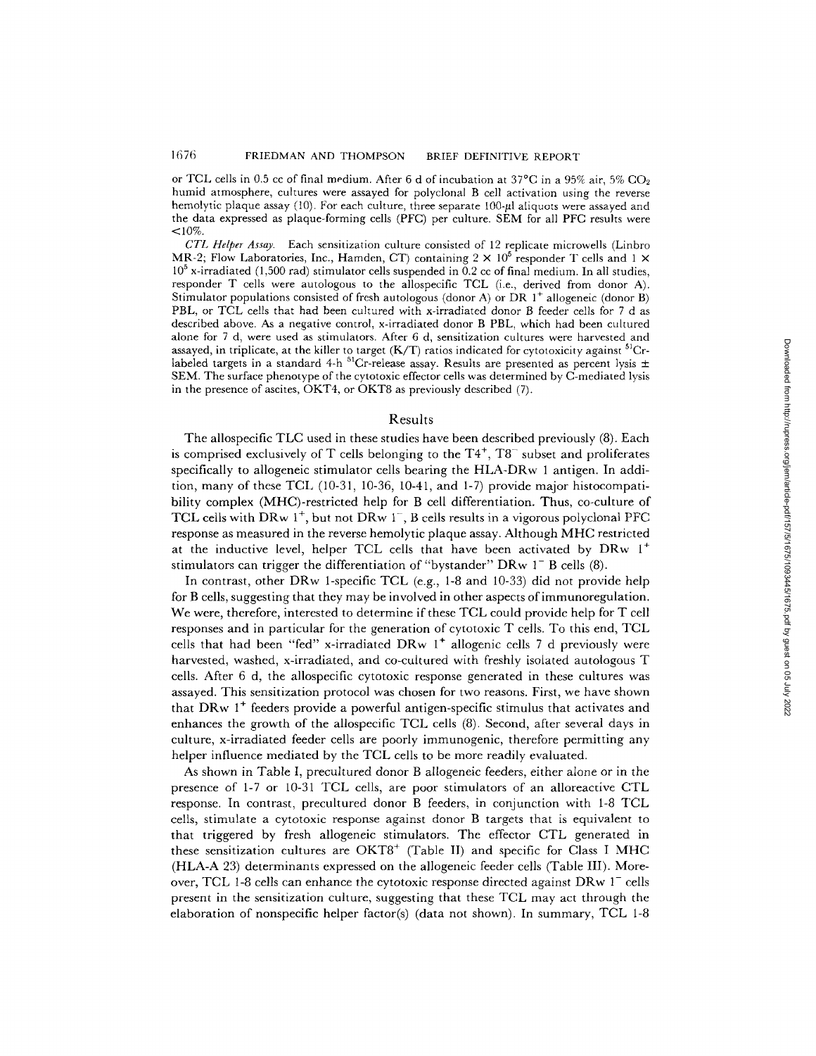or TCL cells in 0.5 cc of final medium. After 6 d of incubation at 37°C in a 95% air, 5% $CO_2$ humid atmosphere, cultures were assayed for polyclonal B cell activation using the reverse hemolytic plaque assay (10). For each culture, three separate 100-μl aliquots were assayed and the data expressed as plaque-forming cells (PFC) per culture. SEM for all PFC results were <10%.

*CTL Helper Assay.* Each sensitization culture consisted of 12 replicate microwells (Linbro MR-2; Flow Laboratories, Inc., Hamden, CT) containing $2 \times 10^5$ responder T cells and $1 \times 10^5$ x-irradiated (1,500 rad) stimulator cells suspended in 0.2 cc of final medium. In all studies, responder T cells were autologous to the allospecific TCL (i.e., derived from donor A). Stimulator populations consisted of fresh autologous (donor A) or DR $1^+$ allogeneic (donor B) PBL, or TCL cells that had been cultured with x-irradiated donor B feeder cells for 7 d as described above. As a negative control, x-irradiated donor B PBL, which had been cultured alone for 7 d, were used as stimulators. After 6 d, sensitization cultures were harvested and assayed, in triplicate, at the killer to target (K/T) ratios indicated for cytotoxicity against $^{51}$Cr-labeled targets in a standard 4-h $^{51}$Cr-release assay. Results are presented as percent lysis ± SEM. The surface phenotype of the cytotoxic effector cells was determined by C-mediated lysis in the presence of ascites, OKT4, or OKT8 as previously described (7).

## Results

The allospecific TLC used in these studies have been described previously (8). Each is comprised exclusively of T cells belonging to the $T4^+$, $T8^-$ subset and proliferates specifically to allogeneic stimulator cells bearing the HLA-DRw 1 antigen. In addition, many of these TCL (10-31, 10-36, 10-41, and 1-7) provide major histocompatibility complex (MHC)-restricted help for B cell differentiation. Thus, co-culture of TCL cells with DRw $1^+$, but not DRw $1^-$, B cells results in a vigorous polyclonal PFC response as measured in the reverse hemolytic plaque assay. Although MHC restricted at the inductive level, helper TCL cells that have been activated by DRw $1^+$ stimulators can trigger the differentiation of "bystander" DRw $1^-$ B cells (8).

In contrast, other DRw 1-specific TCL (e.g., 1-8 and 10-33) did not provide help for B cells, suggesting that they may be involved in other aspects of immunoregulation. We were, therefore, interested to determine if these TCL could provide help for T cell responses and in particular for the generation of cytotoxic T cells. To this end, TCL cells that had been "fed" x-irradiated DRw $1^+$ allogenic cells 7 d previously were harvested, washed, x-irradiated, and co-cultured with freshly isolated autologous T cells. After 6 d, the allospecific cytotoxic response generated in these cultures was assayed. This sensitization protocol was chosen for two reasons. First, we have shown that DRw $1^+$ feeders provide a powerful antigen-specific stimulus that activates and enhances the growth of the allospecific TCL cells (8). Second, after several days in culture, x-irradiated feeder cells are poorly immunogenic, therefore permitting any helper influence mediated by the TCL cells to be more readily evaluated.

As shown in Table I, precultured donor B allogeneic feeders, either alone or in the presence of 1-7 or 10-31 TCL cells, are poor stimulators of an alloreactive CTL response. In contrast, precultured donor B feeders, in conjunction with 1-8 TCL cells, stimulate a cytotoxic response against donor B targets that is equivalent to that triggered by fresh allogeneic stimulators. The effector CTL generated in these sensitization cultures are $OKT8^+$ (Table II) and specific for Class I MHC (HLA-A 23) determinants expressed on the allogeneic feeder cells (Table III). Moreover, TCL 1-8 cells can enhance the cytotoxic response directed against DRw $1^-$ cells present in the sensitization culture, suggesting that these TCL may act through the elaboration of nonspecific helper factor(s) (data not shown). In summary, TCL 1-8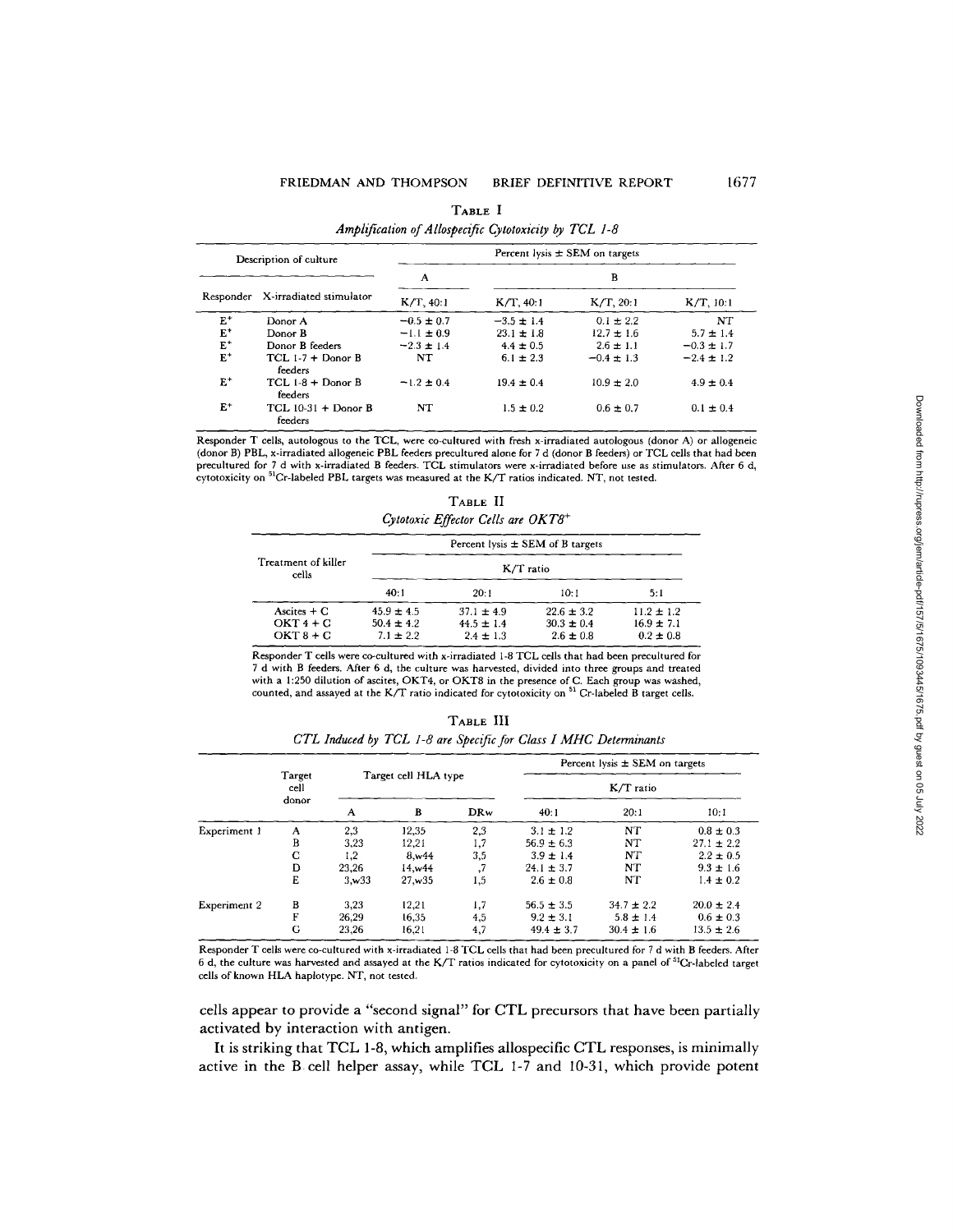TABLE I

*Amplification of Allospecific Cytotoxicity by TCL 1-8*

| Description of culture | | Percent lysis ± SEM on targets | | | |
|---|---|---|---|---|---|
| | | A | B | | |
| Responder | X-irradiated stimulator | K/T, 40:1 | K/T, 40:1 | K/T, 20:1 | K/T, 10:1 |
| $E^+$ | Donor A | −0.5 ± 0.7 | −3.5 ± 1.4 | 0.1 ± 2.2 | NT |
| $E^+$ | Donor B | −1.1 ± 0.9 | 23.1 ± 1.8 | 12.7 ± 1.6 | 5.7 ± 1.4 |
| $E^+$ | Donor B feeders | −2.3 ± 1.4 | 4.4 ± 0.5 | 2.6 ± 1.1 | −0.3 ± 1.7 |
| $E^+$ | TCL 1-7 + Donor B feeders | NT | 6.1 ± 2.3 | −0.4 ± 1.3 | −2.4 ± 1.2 |
| $E^+$ | TCL 1-8 + Donor B feeders | −1.2 ± 0.4 | 19.4 ± 0.4 | 10.9 ± 2.0 | 4.9 ± 0.4 |
| $E^+$ | TCL 10-31 + Donor B feeders | NT | 1.5 ± 0.2 | 0.6 ± 0.7 | 0.1 ± 0.4 |

Responder T cells, autologous to the TCL, were co-cultured with fresh x-irradiated autologous (donor A) or allogeneic (donor B) PBL, x-irradiated allogeneic PBL feeders precultured alone for 7 d (donor B feeders) or TCL cells that had been precultured for 7 d with x-irradiated B feeders. TCL stimulators were x-irradiated before use as stimulators. After 6 d, cytotoxicity on $^{51}Cr$-labeled PBL targets was measured at the K/T ratios indicated. NT, not tested.

TABLE II

*Cytotoxic Effector Cells are OKT8⁺*

| Treatment of killer cells | Percent lysis ± SEM of B targets | | | |
|---|---|---|---|---|
| | K/T ratio | | | |
| | 40:1 | 20:1 | 10:1 | 5:1 |
| Ascites + C | 45.9 ± 4.5 | 37.1 ± 4.9 | 22.6 ± 3.2 | 11.2 ± 1.2 |
| OKT 4 + C | 50.4 ± 4.2 | 44.5 ± 1.4 | 30.3 ± 0.4 | 16.9 ± 7.1 |
| OKT 8 + C | 7.1 ± 2.2 | 2.4 ± 1.3 | 2.6 ± 0.8 | 0.2 ± 0.8 |

Responder T cells were co-cultured with x-irradiated 1-8 TCL cells that had been precultured for 7 d with B feeders. After 6 d, the culture was harvested, divided into three groups and treated with a 1:250 dilution of ascites, OKT4, or OKT8 in the presence of C. Each group was washed, counted, and assayed at the K/T ratio indicated for cytotoxicity on $^{51}Cr$-labeled B target cells.

TABLE III

*CTL Induced by TCL 1-8 are Specific for Class I MHC Determinants*

| | Target cell donor | Target cell HLA type | | | Percent lysis ± SEM on targets | | |
|---|---|---|---|---|---|---|---|
| | | | | | K/T ratio | | |
| | | A | B | DRw | 40:1 | 20:1 | 10:1 |
| Experiment 1 | A | 2,3 | 12,35 | 2,3 | 3.1 ± 1.2 | NT | 0.8 ± 0.3 |
| | B | 3,23 | 12,21 | 1,7 | 56.9 ± 6.3 | NT | 27.1 ± 2.2 |
| | C | 1,2 | 8,w44 | 3,5 | 3.9 ± 1.4 | NT | 2.2 ± 0.5 |
| | D | 23,26 | 14,w44 | ,7 | 24.1 ± 3.7 | NT | 9.3 ± 1.6 |
| | E | 3,w33 | 27,w35 | 1,5 | 2.6 ± 0.8 | NT | 1.4 ± 0.2 |
| Experiment 2 | B | 3,23 | 12,21 | 1,7 | 56.5 ± 3.5 | 34.7 ± 2.2 | 20.0 ± 2.4 |
| | F | 26,29 | 16,35 | 4,5 | 9.2 ± 3.1 | 5.8 ± 1.4 | 0.6 ± 0.3 |
| | G | 23,26 | 16,21 | 4,7 | 49.4 ± 3.7 | 30.4 ± 1.6 | 13.5 ± 2.6 |

Responder T cells were co-cultured with x-irradiated 1-8 TCL cells that had been precultured for 7 d with B feeders. After 6 d, the culture was harvested and assayed at the K/T ratios indicated for cytotoxicity on a panel of $^{51}Cr$-labeled target cells of known HLA haplotype. NT, not tested.

cells appear to provide a "second signal" for CTL precursors that have been partially activated by interaction with antigen.

It is striking that TCL 1-8, which amplifies allospecific CTL responses, is minimally active in the B cell helper assay, while TCL 1-7 and 10-31, which provide potent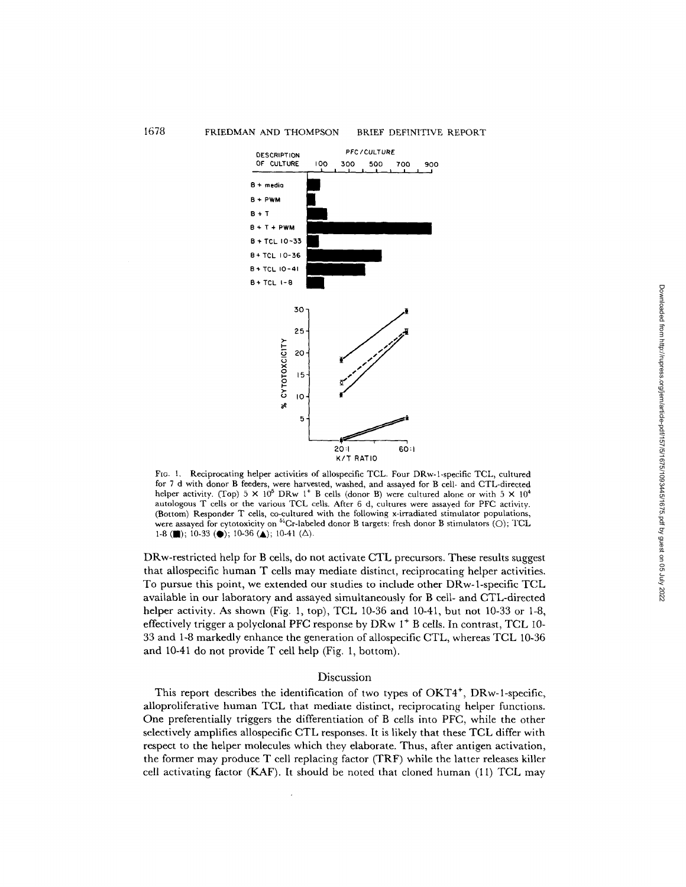FIG. 1. Reciprocating helper activities of allospecific TCL. Four DRw-1-specific TCL, cultured for 7 d with donor B feeders, were harvested, washed, and assayed for B cell- and CTL-directed helper activity. (Top) $5 \times 10^5$ DRw $1^+$ B cells (donor B) were cultured alone or with $5 \times 10^4$ autologous T cells or the various TCL cells. After 6 d, cultures were assayed for PFC activity. (Bottom) Responder T cells, co-cultured with the following x-irradiated stimulator populations, were assayed for cytotoxicity on $^{51}$Cr-labeled donor B targets: fresh donor B stimulators (○); TCL 1-8 (■); 10-33 (●); 10-36 (▲); 10-41 (△).

DRw-restricted help for B cells, do not activate CTL precursors. These results suggest that allospecific human T cells may mediate distinct, reciprocating helper activities. To pursue this point, we extended our studies to include other DRw-1-specific TCL available in our laboratory and assayed simultaneously for B cell- and CTL-directed helper activity. As shown (Fig. 1, top), TCL 10-36 and 10-41, but not 10-33 or 1-8, effectively trigger a polyclonal PFC response by DRw $1^+$ B cells. In contrast, TCL 10-33 and 1-8 markedly enhance the generation of allospecific CTL, whereas TCL 10-36 and 10-41 do not provide T cell help (Fig. 1, bottom).

## Discussion

This report describes the identification of two types of OKT4$^+$, DRw-1-specific, alloproliferative human TCL that mediate distinct, reciprocating helper functions. One preferentially triggers the differentiation of B cells into PFC, while the other selectively amplifies allospecific CTL responses. It is likely that these TCL differ with respect to the helper molecules which they elaborate. Thus, after antigen activation, the former may produce T cell replacing factor (TRF) while the latter releases killer cell activating factor (KAF). It should be noted that cloned human (11) TCL may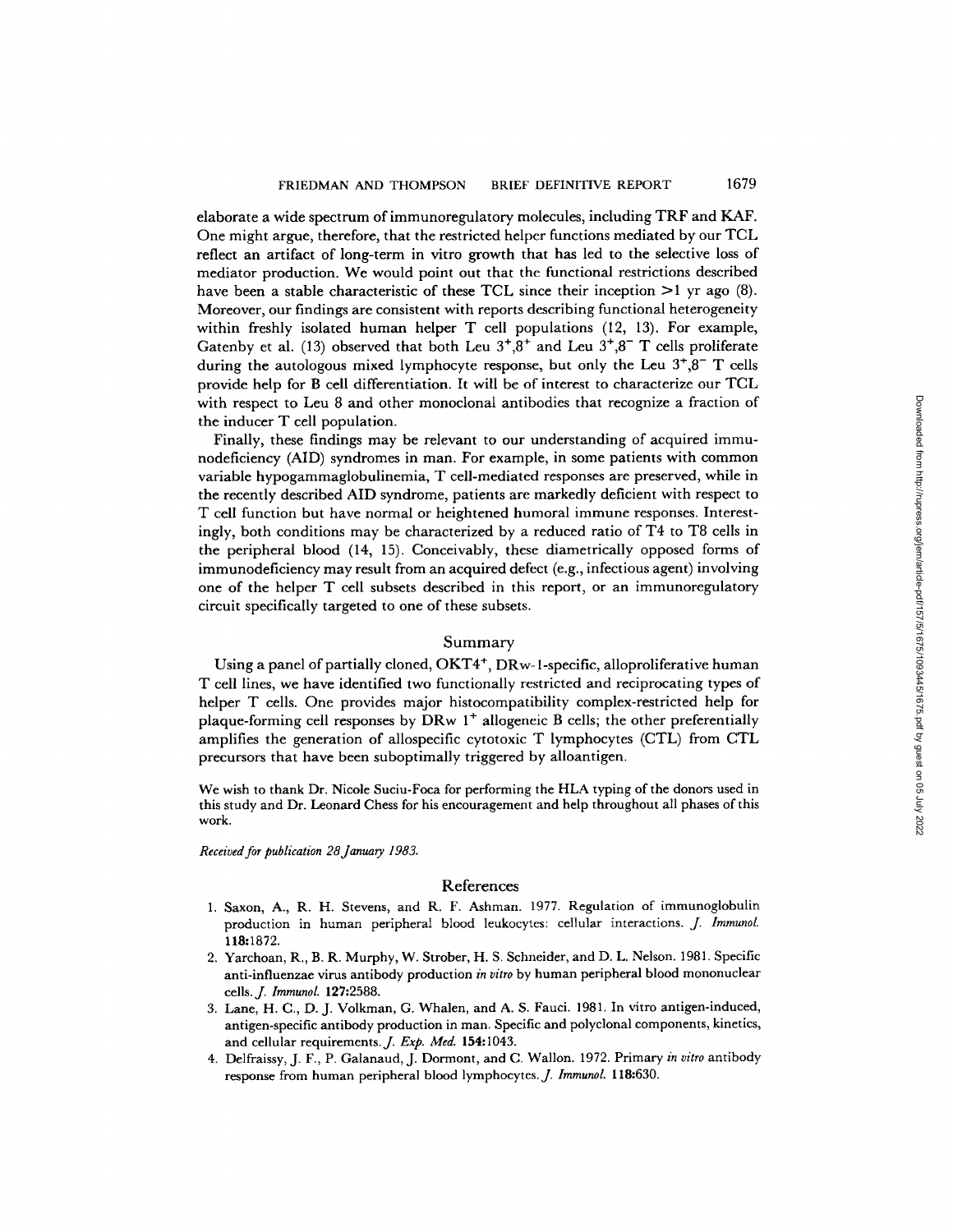elaborate a wide spectrum of immunoregulatory molecules, including TRF and KAF. One might argue, therefore, that the restricted helper functions mediated by our TCL reflect an artifact of long-term in vitro growth that has led to the selective loss of mediator production. We would point out that the functional restrictions described have been a stable characteristic of these TCL since their inception >1 yr ago (8). Moreover, our findings are consistent with reports describing functional heterogeneity within freshly isolated human helper T cell populations (12, 13). For example, Gatenby et al. (13) observed that both Leu $3^+,8^+$ and Leu $3^+,8^-$ T cells proliferate during the autologous mixed lymphocyte response, but only the Leu $3^+,8^-$ T cells provide help for B cell differentiation. It will be of interest to characterize our TCL with respect to Leu 8 and other monoclonal antibodies that recognize a fraction of the inducer T cell population.

Finally, these findings may be relevant to our understanding of acquired immunodeficiency (AID) syndromes in man. For example, in some patients with common variable hypogammaglobulinemia, T cell-mediated responses are preserved, while in the recently described AID syndrome, patients are markedly deficient with respect to T cell function but have normal or heightened humoral immune responses. Interestingly, both conditions may be characterized by a reduced ratio of T4 to T8 cells in the peripheral blood (14, 15). Conceivably, these diametrically opposed forms of immunodeficiency may result from an acquired defect (e.g., infectious agent) involving one of the helper T cell subsets described in this report, or an immunoregulatory circuit specifically targeted to one of these subsets.

## Summary

Using a panel of partially cloned, OKT4$^+$, DRw-1-specific, alloproliferative human T cell lines, we have identified two functionally restricted and reciprocating types of helper T cells. One provides major histocompatibility complex-restricted help for plaque-forming cell responses by DRw 1$^+$ allogeneic B cells; the other preferentially amplifies the generation of allospecific cytotoxic T lymphocytes (CTL) from CTL precursors that have been suboptimally triggered by alloantigen.

We wish to thank Dr. Nicole Suciu-Foca for performing the HLA typing of the donors used in this study and Dr. Leonard Chess for his encouragement and help throughout all phases of this work.

*Received for publication 28 January 1983.*

## References

1. Saxon, A., R. H. Stevens, and R. F. Ashman. 1977. Regulation of immunoglobulin production in human peripheral blood leukocytes: cellular interactions. *J. Immunol.* **118:**1872.
2. Yarchoan, R., B. R. Murphy, W. Strober, H. S. Schneider, and D. L. Nelson. 1981. Specific anti-influenzae virus antibody production *in vitro* by human peripheral blood mononuclear cells. *J. Immunol.* **127:**2588.
3. Lane, H. C., D. J. Volkman, G. Whalen, and A. S. Fauci. 1981. In vitro antigen-induced, antigen-specific antibody production in man. Specific and polyclonal components, kinetics, and cellular requirements. *J. Exp. Med.* **154:**1043.
4. Delfraissy, J. F., P. Galanaud, J. Dormont, and C. Wallon. 1972. Primary *in vitro* antibody response from human peripheral blood lymphocytes. *J. Immunol.* **118:**630.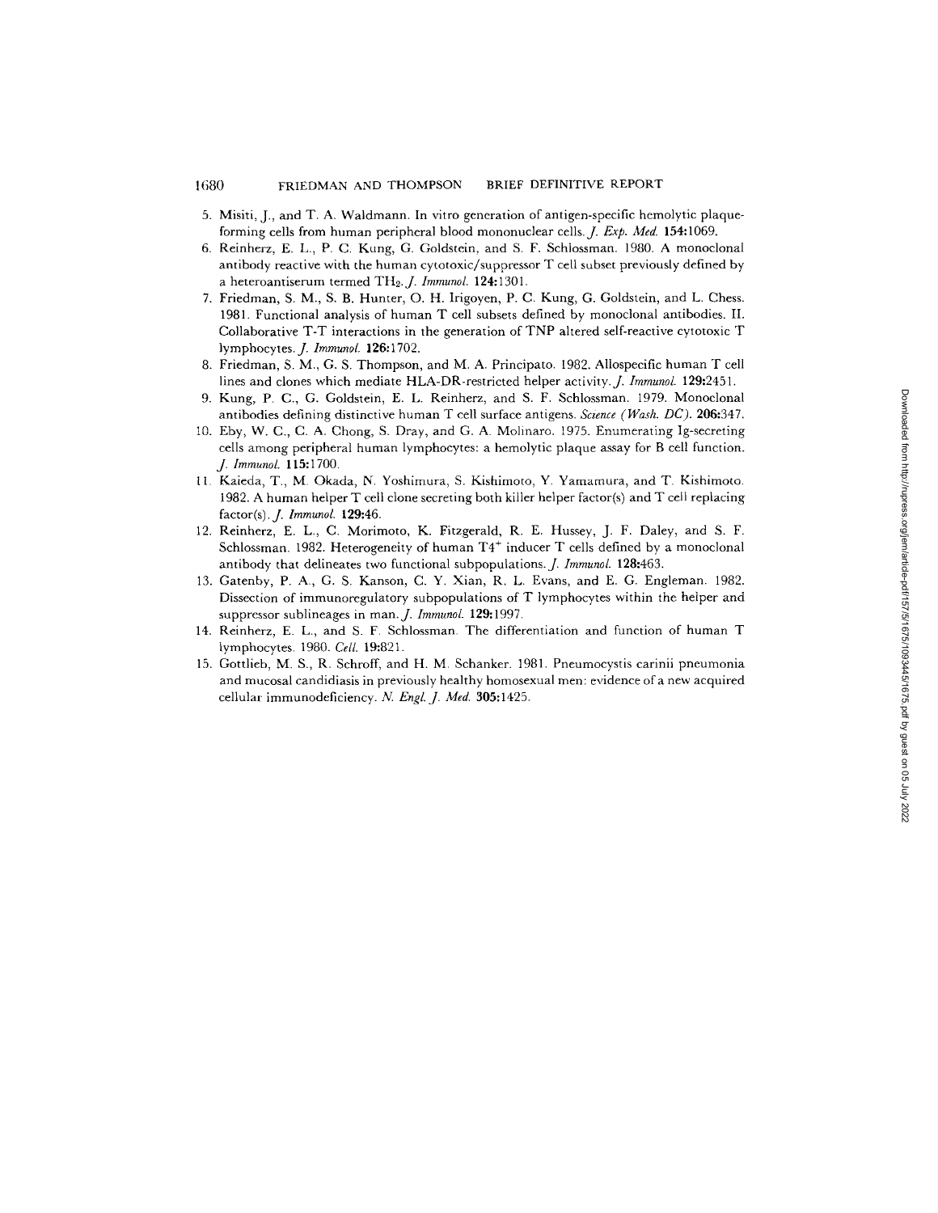5. Misiti, J., and T. A. Waldmann. In vitro generation of antigen-specific hemolytic plaque-forming cells from human peripheral blood mononuclear cells. *J. Exp. Med.* **154:**1069.
6. Reinherz, E. L., P. C. Kung, G. Goldstein, and S. F. Schlossman. 1980. A monoclonal antibody reactive with the human cytotoxic/suppressor T cell subset previously defined by a heteroantiserum termed $TH_2$. *J. Immunol.* **124:**1301.
7. Friedman, S. M., S. B. Hunter, O. H. Irigoyen, P. C. Kung, G. Goldstein, and L. Chess. 1981. Functional analysis of human T cell subsets defined by monoclonal antibodies. II. Collaborative T-T interactions in the generation of TNP altered self-reactive cytotoxic T lymphocytes. *J. Immunol.* **126:**1702.
8. Friedman, S. M., G. S. Thompson, and M. A. Principato. 1982. Allospecific human T cell lines and clones which mediate HLA-DR-restricted helper activity. *J. Immunol.* **129:**2451.
9. Kung, P. C., G. Goldstein, E. L. Reinherz, and S. F. Schlossman. 1979. Monoclonal antibodies defining distinctive human T cell surface antigens. *Science (Wash. DC).* **206:**347.
10. Eby, W. C., C. A. Chong, S. Dray, and G. A. Molinaro. 1975. Enumerating Ig-secreting cells among peripheral human lymphocytes: a hemolytic plaque assay for B cell function. *J. Immunol.* **115:**1700.
11. Kaieda, T., M. Okada, N. Yoshimura, S. Kishimoto, Y. Yamamura, and T. Kishimoto. 1982. A human helper T cell clone secreting both killer helper factor(s) and T cell replacing factor(s). *J. Immunol.* **129:**46.
12. Reinherz, E. L., C. Morimoto, K. Fitzgerald, R. E. Hussey, J. F. Daley, and S. F. Schlossman. 1982. Heterogeneity of human $T4^+$ inducer T cells defined by a monoclonal antibody that delineates two functional subpopulations. *J. Immunol.* **128:**463.
13. Gatenby, P. A., G. S. Kanson, C. Y. Xian, R. L. Evans, and E. G. Engleman. 1982. Dissection of immunoregulatory subpopulations of T lymphocytes within the helper and suppressor sublineages in man. *J. Immunol.* **129:**1997.
14. Reinherz, E. L., and S. F. Schlossman. The differentiation and function of human T lymphocytes. 1980. *Cell.* **19:**821.
15. Gottlieb, M. S., R. Schroff, and H. M. Schanker. 1981. Pneumocystis carinii pneumonia and mucosal candidiasis in previously healthy homosexual men: evidence of a new acquired cellular immunodeficiency. *N. Engl. J. Med.* **305:**1425.